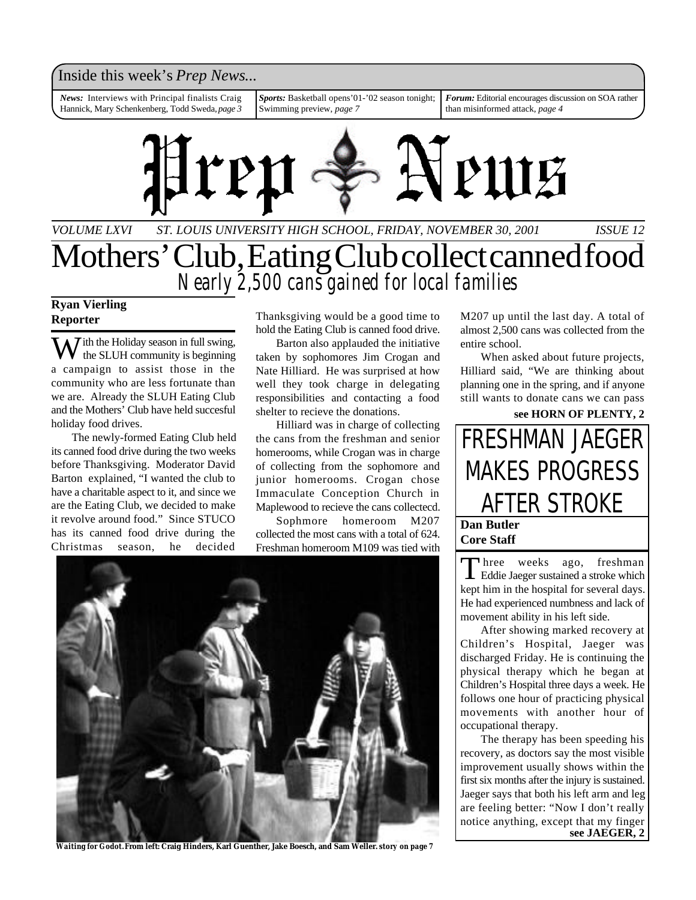Inside this week's *Prep News...*

*News:* Interviews with Principal finalists Craig Hannick, Mary Schenkenberg, Todd Sweda, *page 3*

*Sports:* Basketball opens'01-'02 season tonight; Swimming preview, *page 7*

*Forum:* Editorial encourages discussion on SOA rather than misinformed attack, *page 4*

# Prep News

*VOLUME LXVI — ST. LOUIS UNIVERSITY HIGH SCHOOL, FRIDAY, NOVEMBER 30, 2001 — ISSUE 12*

# Mothers' Club, Eating Club collect canned food

## *Nearly 2,500 cans gained for local families*

**Ryan Vierling**
**Reporter**

With the Holiday season in full swing, the SLUH community is beginning a campaign to assist those in the community who are less fortunate than we are. Already the SLUH Eating Club and the Mothers' Club have held succesful holiday food drives.

The newly-formed Eating Club held its canned food drive during the two weeks before Thanksgiving. Moderator David Barton explained, "I wanted the club to have a charitable aspect to it, and since we are the Eating Club, we decided to make it revolve around food." Since STUCO has its canned food drive during the Christmas season, he decided Thanksgiving would be a good time to hold the Eating Club is canned food drive.

Barton also applauded the initiative taken by sophomores Jim Crogan and Nate Hilliard. He was surprised at how well they took charge in delegating responsibilities and contacting a food shelter to recieve the donations.

Hilliard was in charge of collecting the cans from the freshman and senior homerooms, while Crogan was in charge of collecting from the sophomore and junior homerooms. Crogan chose Immaculate Conception Church in Maplewood to recieve the cans collectecd.

Sophmore homeroom M207 collected the most cans with a total of 624. Freshman homeroom M109 was tied with M207 up until the last day. A total of almost 2,500 cans was collected from the entire school.

When asked about future projects, Hilliard said, "We are thinking about planning one in the spring, and if anyone still wants to donate cans we can pass

**see HORN OF PLENTY, 2**

**Waiting for Godot. From left: Craig Hinders, Karl Guenther, Jake Boesch, and Sam Weller. story on page 7**

# FRESHMAN JAEGER MAKES PROGRESS AFTER STROKE

**Dan Butler**
**Core Staff**

Three weeks ago, freshman Eddie Jaeger sustained a stroke which kept him in the hospital for several days. He had experienced numbness and lack of movement ability in his left side.

After showing marked recovery at Children's Hospital, Jaeger was discharged Friday. He is continuing the physical therapy which he began at Children's Hospital three days a week. He follows one hour of practicing physical movements with another hour of occupational therapy.

The therapy has been speeding his recovery, as doctors say the most visible improvement usually shows within the first six months after the injury is sustained. Jaeger says that both his left arm and leg are feeling better: "Now I don't really notice anything, except that my finger

**see JAEGER, 2**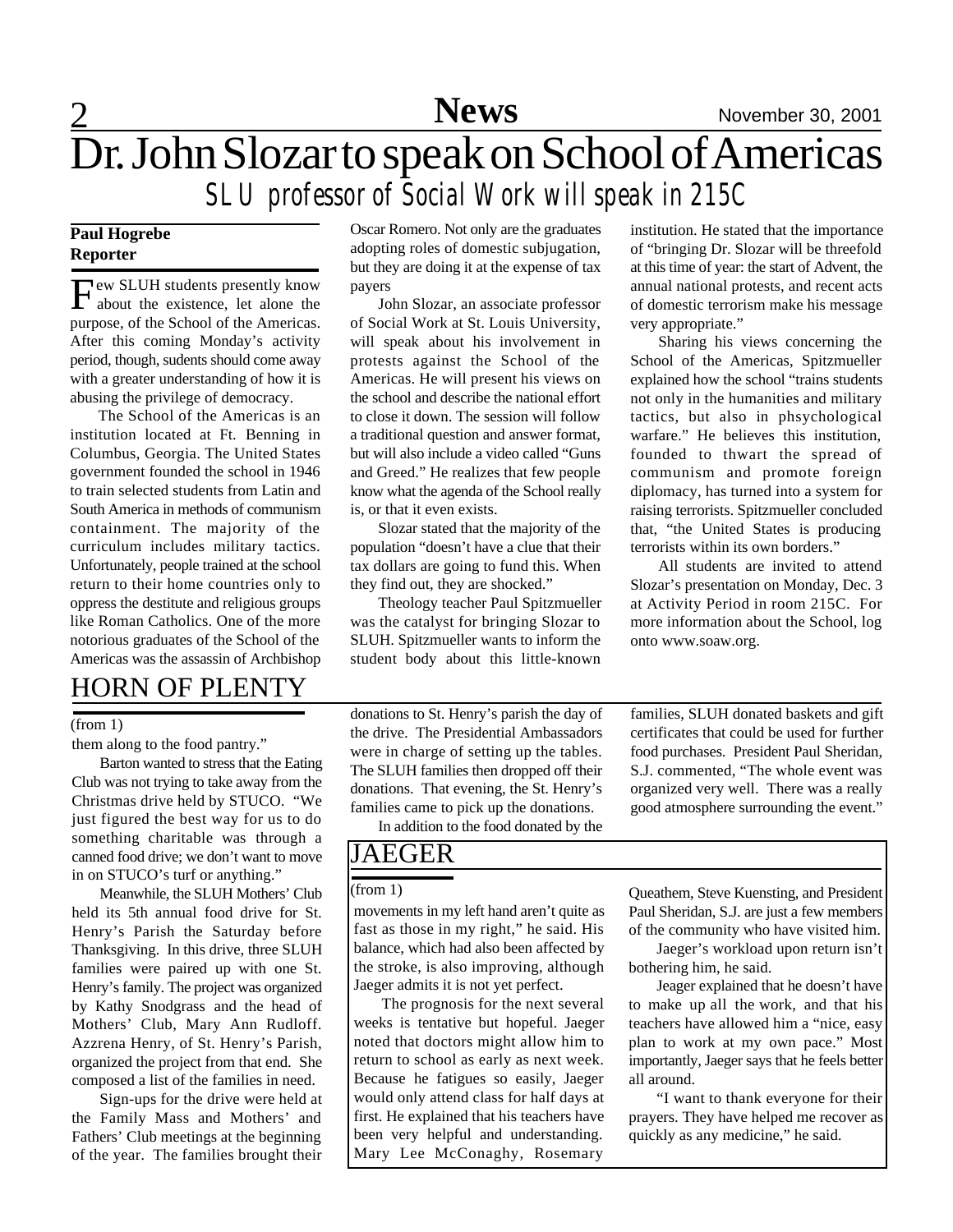# Dr. John Slozar to speak on School of Americas

## *SLU professor of Social Work will speak in 215C*

**Paul Hogrebe**
**Reporter**

Few SLUH students presently know about the existence, let alone the purpose, of the School of the Americas. After this coming Monday's activity period, though, sudents should come away with a greater understanding of how it is abusing the privilege of democracy.

The School of the Americas is an institution located at Ft. Benning in Columbus, Georgia. The United States government founded the school in 1946 to train selected students from Latin and South America in methods of communism containment. The majority of the curriculum includes military tactics. Unfortunately, people trained at the school return to their home countries only to oppress the destitute and religious groups like Roman Catholics. One of the more notorious graduates of the School of the Americas was the assassin of Archbishop Oscar Romero. Not only are the graduates adopting roles of domestic subjugation, but they are doing it at the expense of tax payers

John Slozar, an associate professor of Social Work at St. Louis University, will speak about his involvement in protests against the School of the Americas. He will present his views on the school and describe the national effort to close it down. The session will follow a traditional question and answer format, but will also include a video called "Guns and Greed." He realizes that few people know what the agenda of the School really is, or that it even exists.

Slozar stated that the majority of the population "doesn't have a clue that their tax dollars are going to fund this. When they find out, they are shocked."

Theology teacher Paul Spitzmueller was the catalyst for bringing Slozar to SLUH. Spitzmueller wants to inform the student body about this little-known institution. He stated that the importance of "bringing Dr. Slozar will be threefold at this time of year: the start of Advent, the annual national protests, and recent acts of domestic terrorism make his message very appropriate."

Sharing his views concerning the School of the Americas, Spitzmueller explained how the school "trains students not only in the humanities and military tactics, but also in phsychological warfare." He believes this institution, founded to thwart the spread of communism and promote foreign diplomacy, has turned into a system for raising terrorists. Spitzmueller concluded that, "the United States is producing terrorists within its own borders."

All students are invited to attend Slozar's presentation on Monday, Dec. 3 at Activity Period in room 215C. For more information about the School, log onto www.soaw.org.

## HORN OF PLENTY

(from 1)

them along to the food pantry."

Barton wanted to stress that the Eating Club was not trying to take away from the Christmas drive held by STUCO. "We just figured the best way for us to do something charitable was through a canned food drive; we don't want to move in on STUCO's turf or anything."

Meanwhile, the SLUH Mothers' Club held its 5th annual food drive for St. Henry's Parish the Saturday before Thanksgiving. In this drive, three SLUH families were paired up with one St. Henry's family. The project was organized by Kathy Snodgrass and the head of Mothers' Club, Mary Ann Rudloff. Azzrena Henry, of St. Henry's Parish, organized the project from that end. She composed a list of the families in need.

Sign-ups for the drive were held at the Family Mass and Mothers' and Fathers' Club meetings at the beginning of the year. The families brought their donations to St. Henry's parish the day of the drive. The Presidential Ambassadors were in charge of setting up the tables. The SLUH families then dropped off their donations. That evening, the St. Henry's families came to pick up the donations.

In addition to the food donated by the families, SLUH donated baskets and gift certificates that could be used for further food purchases. President Paul Sheridan, S.J. commented, "The whole event was organized very well. There was a really good atmosphere surrounding the event."

## JAEGER

(from 1)

movements in my left hand aren't quite as fast as those in my right," he said. His balance, which had also been affected by the stroke, is also improving, although Jaeger admits it is not yet perfect.

The prognosis for the next several weeks is tentative but hopeful. Jaeger noted that doctors might allow him to return to school as early as next week. Because he fatigues so easily, Jaeger would only attend class for half days at first. He explained that his teachers have been very helpful and understanding. Mary Lee McConaghy, Rosemary Queathem, Steve Kuensting, and President Paul Sheridan, S.J. are just a few members of the community who have visited him.

Jaeger's workload upon return isn't bothering him, he said.

Jeager explained that he doesn't have to make up all the work, and that his teachers have allowed him a "nice, easy plan to work at my own pace." Most importantly, Jaeger says that he feels better all around.

"I want to thank everyone for their prayers. They have helped me recover as quickly as any medicine," he said.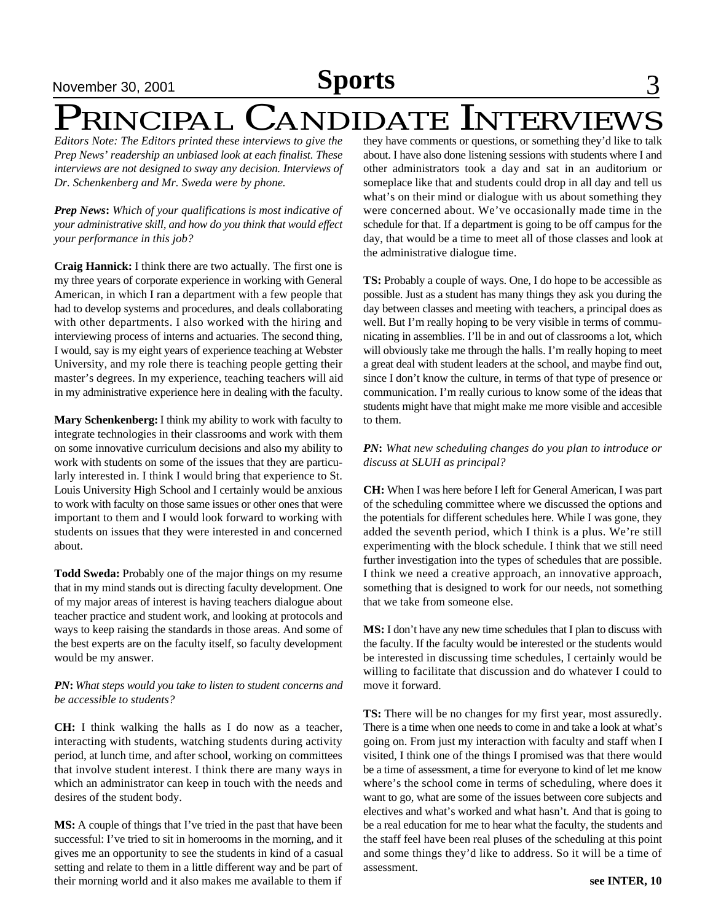# Principal Candidate Interviews

*Editors Note: The Editors printed these interviews to give the Prep News' readership an unbiased look at each finalist. These interviews are not designed to sway any decision. Interviews of Dr. Schenkenberg and Mr. Sweda were by phone.*

***Prep News*: *Which of your qualifications is most indicative of your administrative skill, and how do you think that would effect your performance in this job?***

**Craig Hannick:** I think there are two actually. The first one is my three years of corporate experience in working with General American, in which I ran a department with a few people that had to develop systems and procedures, and deals collaborating with other departments. I also worked with the hiring and interviewing process of interns and actuaries. The second thing, I would, say is my eight years of experience teaching at Webster University, and my role there is teaching people getting their master's degrees. In my experience, teaching teachers will aid in my administrative experience here in dealing with the faculty.

**Mary Schenkenberg:** I think my ability to work with faculty to integrate technologies in their classrooms and work with them on some innovative curriculum decisions and also my ability to work with students on some of the issues that they are particularly interested in. I think I would bring that experience to St. Louis University High School and I certainly would be anxious to work with faculty on those same issues or other ones that were important to them and I would look forward to working with students on issues that they were interested in and concerned about.

**Todd Sweda:** Probably one of the major things on my resume that in my mind stands out is directing faculty development. One of my major areas of interest is having teachers dialogue about teacher practice and student work, and looking at protocols and ways to keep raising the standards in those areas. And some of the best experts are on the faculty itself, so faculty development would be my answer.

***PN*: *What steps would you take to listen to student concerns and be accessible to students?***

**CH:** I think walking the halls as I do now as a teacher, interacting with students, watching students during activity period, at lunch time, and after school, working on committees that involve student interest. I think there are many ways in which an administrator can keep in touch with the needs and desires of the student body.

**MS:** A couple of things that I've tried in the past that have been successful: I've tried to sit in homerooms in the morning, and it gives me an opportunity to see the students in kind of a casual setting and relate to them in a little different way and be part of their morning world and it also makes me available to them if they have comments or questions, or something they'd like to talk about. I have also done listening sessions with students where I and other administrators took a day and sat in an auditorium or someplace like that and students could drop in all day and tell us what's on their mind or dialogue with us about something they were concerned about. We've occasionally made time in the schedule for that. If a department is going to be off campus for the day, that would be a time to meet all of those classes and look at the administrative dialogue time.

**TS:** Probably a couple of ways. One, I do hope to be accessible as possible. Just as a student has many things they ask you during the day between classes and meeting with teachers, a principal does as well. But I'm really hoping to be very visible in terms of communicating in assemblies. I'll be in and out of classrooms a lot, which will obviously take me through the halls. I'm really hoping to meet a great deal with student leaders at the school, and maybe find out, since I don't know the culture, in terms of that type of presence or communication. I'm really curious to know some of the ideas that students might have that might make me more visible and accesible to them.

***PN*: *What new scheduling changes do you plan to introduce or discuss at SLUH as principal?***

**CH:** When I was here before I left for General American, I was part of the scheduling committee where we discussed the options and the potentials for different schedules here. While I was gone, they added the seventh period, which I think is a plus. We're still experimenting with the block schedule. I think that we still need further investigation into the types of schedules that are possible. I think we need a creative approach, an innovative approach, something that is designed to work for our needs, not something that we take from someone else.

**MS:** I don't have any new time schedules that I plan to discuss with the faculty. If the faculty would be interested or the students would be interested in discussing time schedules, I certainly would be willing to facilitate that discussion and do whatever I could to move it forward.

**TS:** There will be no changes for my first year, most assuredly. There is a time when one needs to come in and take a look at what's going on. From just my interaction with faculty and staff when I visited, I think one of the things I promised was that there would be a time of assessment, a time for everyone to kind of let me know where's the school come in terms of scheduling, where does it want to go, what are some of the issues between core subjects and electives and what's worked and what hasn't. And that is going to be a real education for me to hear what the faculty, the students and the staff feel have been real pluses of the scheduling at this point and some things they'd like to address. So it will be a time of assessment.

**see INTER, 10**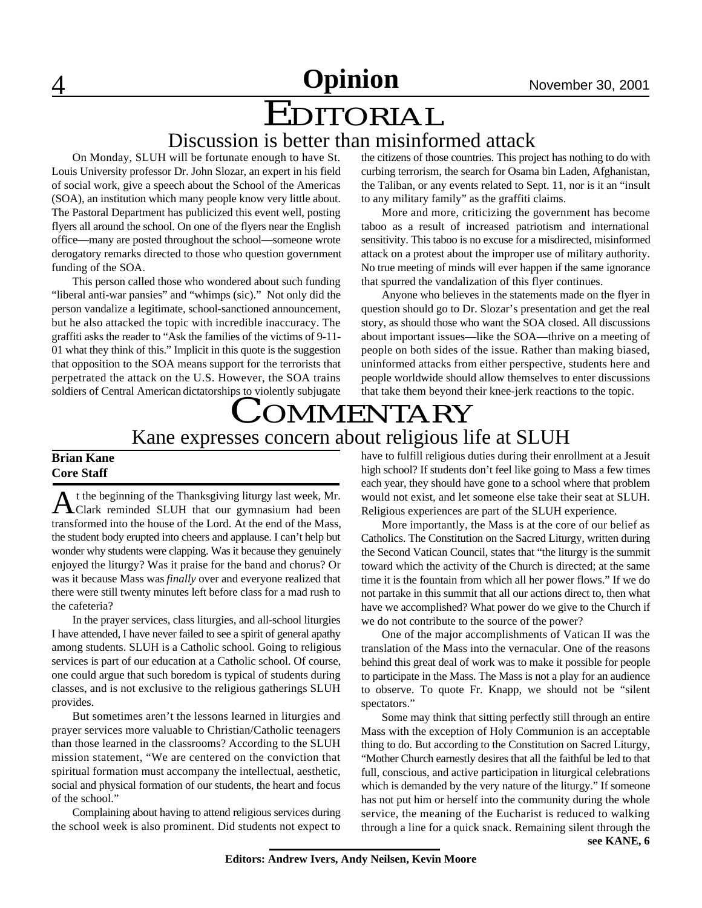# Opinion

# EDITORIAL

## Discussion is better than misinformed attack

On Monday, SLUH will be fortunate enough to have St. Louis University professor Dr. John Slozar, an expert in his field of social work, give a speech about the School of the Americas (SOA), an institution which many people know very little about. The Pastoral Department has publicized this event well, posting flyers all around the school. On one of the flyers near the English office—many are posted throughout the school—someone wrote derogatory remarks directed to those who question government funding of the SOA.

This person called those who wondered about such funding "liberal anti-war pansies" and "whimps (sic)." Not only did the person vandalize a legitimate, school-sanctioned announcement, but he also attacked the topic with incredible inaccuracy. The graffiti asks the reader to "Ask the families of the victims of 9-11-01 what they think of this." Implicit in this quote is the suggestion that opposition to the SOA means support for the terrorists that perpetrated the attack on the U.S. However, the SOA trains soldiers of Central American dictatorships to violently subjugate the citizens of those countries. This project has nothing to do with curbing terrorism, the search for Osama bin Laden, Afghanistan, the Taliban, or any events related to Sept. 11, nor is it an "insult to any military family" as the graffiti claims.

More and more, criticizing the government has become taboo as a result of increased patriotism and international sensitivity. This taboo is no excuse for a misdirected, misinformed attack on a protest about the improper use of military authority. No true meeting of minds will ever happen if the same ignorance that spurred the vandalization of this flyer continues.

Anyone who believes in the statements made on the flyer in question should go to Dr. Slozar's presentation and get the real story, as should those who want the SOA closed. All discussions about important issues—like the SOA—thrive on a meeting of people on both sides of the issue. Rather than making biased, uninformed attacks from either perspective, students here and people worldwide should allow themselves to enter discussions that take them beyond their knee-jerk reactions to the topic.

# COMMENTARY

## Kane expresses concern about religious life at SLUH

**Brian Kane**
**Core Staff**

At the beginning of the Thanksgiving liturgy last week, Mr. Clark reminded SLUH that our gymnasium had been transformed into the house of the Lord. At the end of the Mass, the student body erupted into cheers and applause. I can't help but wonder why students were clapping. Was it because they genuinely enjoyed the liturgy? Was it praise for the band and chorus? Or was it because Mass was *finally* over and everyone realized that there were still twenty minutes left before class for a mad rush to the cafeteria?

In the prayer services, class liturgies, and all-school liturgies I have attended, I have never failed to see a spirit of general apathy among students. SLUH is a Catholic school. Going to religious services is part of our education at a Catholic school. Of course, one could argue that such boredom is typical of students during classes, and is not exclusive to the religious gatherings SLUH provides.

But sometimes aren't the lessons learned in liturgies and prayer services more valuable to Christian/Catholic teenagers than those learned in the classrooms? According to the SLUH mission statement, "We are centered on the conviction that spiritual formation must accompany the intellectual, aesthetic, social and physical formation of our students, the heart and focus of the school."

Complaining about having to attend religious services during the school week is also prominent. Did students not expect to have to fulfill religious duties during their enrollment at a Jesuit high school? If students don't feel like going to Mass a few times each year, they should have gone to a school where that problem would not exist, and let someone else take their seat at SLUH. Religious experiences are part of the SLUH experience.

More importantly, the Mass is at the core of our belief as Catholics. The Constitution on the Sacred Liturgy, written during the Second Vatican Council, states that "the liturgy is the summit toward which the activity of the Church is directed; at the same time it is the fountain from which all her power flows." If we do not partake in this summit that all our actions direct to, then what have we accomplished? What power do we give to the Church if we do not contribute to the source of the power?

One of the major accomplishments of Vatican II was the translation of the Mass into the vernacular. One of the reasons behind this great deal of work was to make it possible for people to participate in the Mass. The Mass is not a play for an audience to observe. To quote Fr. Knapp, we should not be "silent spectators."

Some may think that sitting perfectly still through an entire Mass with the exception of Holy Communion is an acceptable thing to do. But according to the Constitution on Sacred Liturgy, "Mother Church earnestly desires that all the faithful be led to that full, conscious, and active participation in liturgical celebrations which is demanded by the very nature of the liturgy." If someone has not put him or herself into the community during the whole service, the meaning of the Eucharist is reduced to walking through a line for a quick snack. Remaining silent through the

**see KANE, 6**

**Editors: Andrew Ivers, Andy Neilsen, Kevin Moore**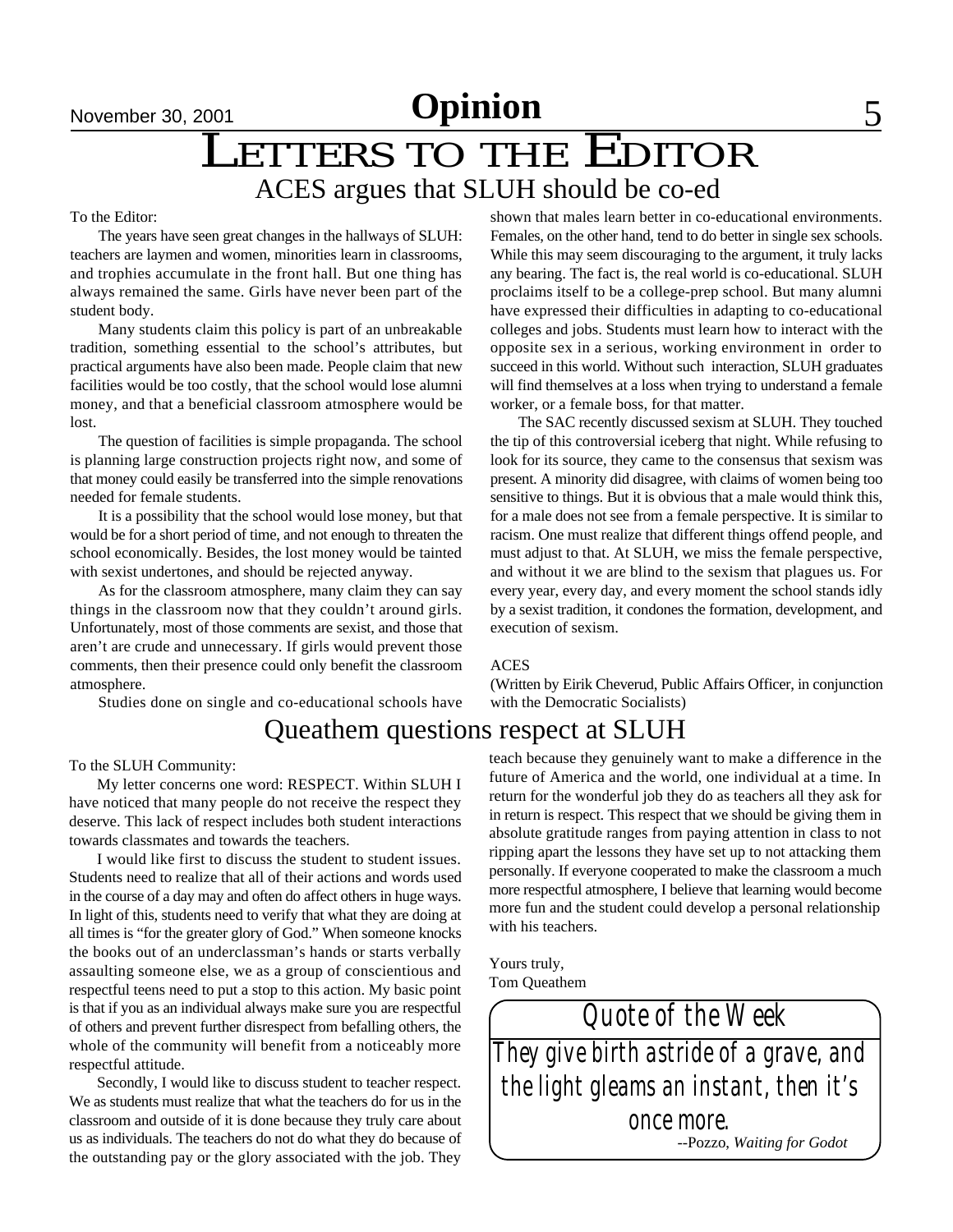# Opinion

# Letters to the Editor

## ACES argues that SLUH should be co-ed

To the Editor:

The years have seen great changes in the hallways of SLUH: teachers are laymen and women, minorities learn in classrooms, and trophies accumulate in the front hall. But one thing has always remained the same. Girls have never been part of the student body.

Many students claim this policy is part of an unbreakable tradition, something essential to the school's attributes, but practical arguments have also been made. People claim that new facilities would be too costly, that the school would lose alumni money, and that a beneficial classroom atmosphere would be lost.

The question of facilities is simple propaganda. The school is planning large construction projects right now, and some of that money could easily be transferred into the simple renovations needed for female students.

It is a possibility that the school would lose money, but that would be for a short period of time, and not enough to threaten the school economically. Besides, the lost money would be tainted with sexist undertones, and should be rejected anyway.

As for the classroom atmosphere, many claim they can say things in the classroom now that they couldn't around girls. Unfortunately, most of those comments are sexist, and those that aren't are crude and unnecessary. If girls would prevent those comments, then their presence could only benefit the classroom atmosphere.

Studies done on single and co-educational schools have shown that males learn better in co-educational environments. Females, on the other hand, tend to do better in single sex schools. While this may seem discouraging to the argument, it truly lacks any bearing. The fact is, the real world is co-educational. SLUH proclaims itself to be a college-prep school. But many alumni have expressed their difficulties in adapting to co-educational colleges and jobs. Students must learn how to interact with the opposite sex in a serious, working environment in order to succeed in this world. Without such interaction, SLUH graduates will find themselves at a loss when trying to understand a female worker, or a female boss, for that matter.

The SAC recently discussed sexism at SLUH. They touched the tip of this controversial iceberg that night. While refusing to look for its source, they came to the consensus that sexism was present. A minority did disagree, with claims of women being too sensitive to things. But it is obvious that a male would think this, for a male does not see from a female perspective. It is similar to racism. One must realize that different things offend people, and must adjust to that. At SLUH, we miss the female perspective, and without it we are blind to the sexism that plagues us. For every year, every day, and every moment the school stands idly by a sexist tradition, it condones the formation, development, and execution of sexism.

ACES

(Written by Eirik Cheverud, Public Affairs Officer, in conjunction with the Democratic Socialists)

## Queathem questions respect at SLUH

To the SLUH Community:

My letter concerns one word: RESPECT. Within SLUH I have noticed that many people do not receive the respect they deserve. This lack of respect includes both student interactions towards classmates and towards the teachers.

I would like first to discuss the student to student issues. Students need to realize that all of their actions and words used in the course of a day may and often do affect others in huge ways. In light of this, students need to verify that what they are doing at all times is "for the greater glory of God." When someone knocks the books out of an underclassman's hands or starts verbally assaulting someone else, we as a group of conscientious and respectful teens need to put a stop to this action. My basic point is that if you as an individual always make sure you are respectful of others and prevent further disrespect from befalling others, the whole of the community will benefit from a noticeably more respectful attitude.

Secondly, I would like to discuss student to teacher respect. We as students must realize that what the teachers do for us in the classroom and outside of it is done because they truly care about us as individuals. The teachers do not do what they do because of the outstanding pay or the glory associated with the job. They teach because they genuinely want to make a difference in the future of America and the world, one individual at a time. In return for the wonderful job they do as teachers all they ask for in return is respect. This respect that we should be giving them in absolute gratitude ranges from paying attention in class to not ripping apart the lessons they have set up to not attacking them personally. If everyone cooperated to make the classroom a much more respectful atmosphere, I believe that learning would become more fun and the student could develop a personal relationship with his teachers.

Yours truly,
Tom Queathem

### Quote of the Week

They give birth astride of a grave, and the light gleams an instant, then it's once more.

--Pozzo, *Waiting for Godot*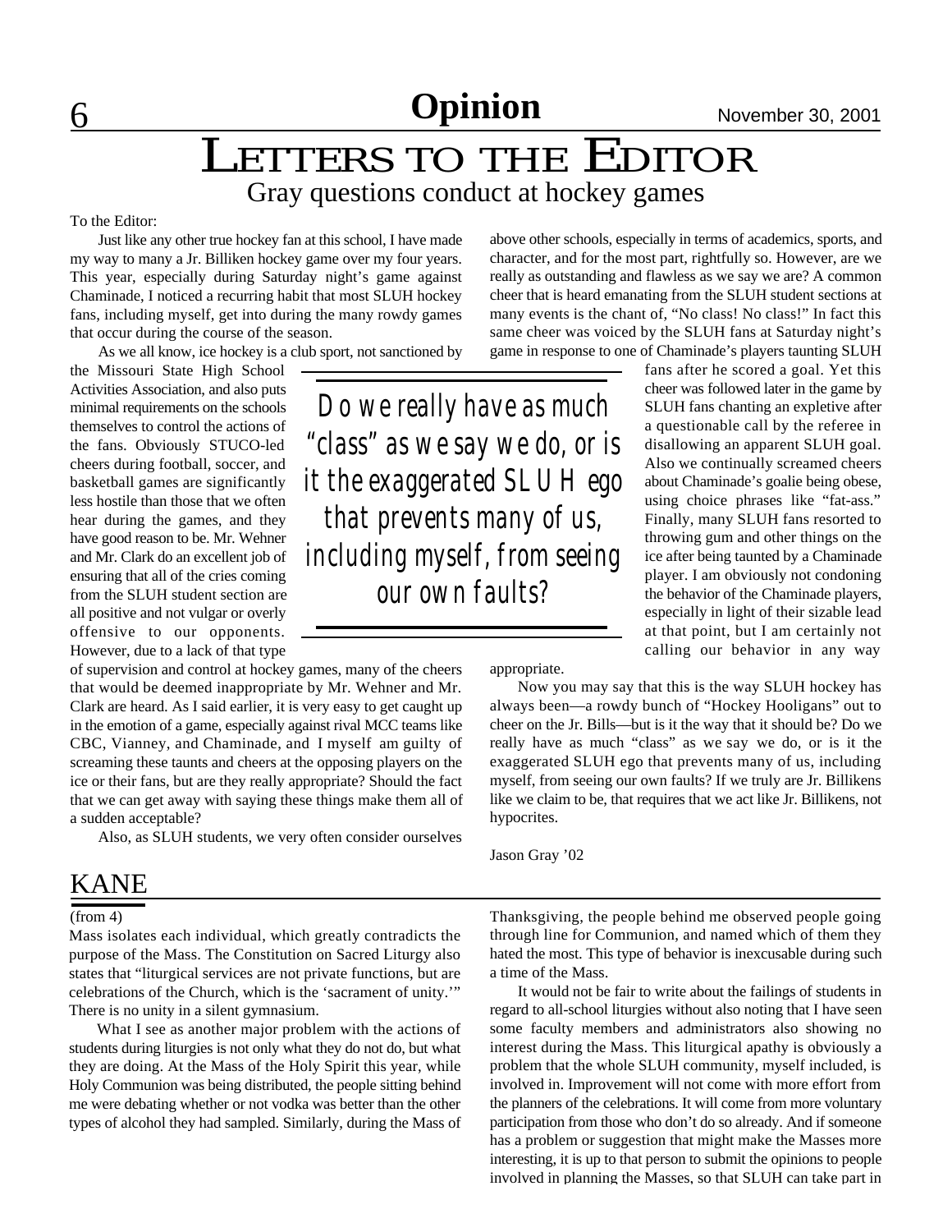## Opinion

# LETTERS TO THE EDITOR

## Gray questions conduct at hockey games

To the Editor:

Just like any other true hockey fan at this school, I have made my way to many a Jr. Billiken hockey game over my four years. This year, especially during Saturday night's game against Chaminade, I noticed a recurring habit that most SLUH hockey fans, including myself, get into during the many rowdy games that occur during the course of the season.

As we all know, ice hockey is a club sport, not sanctioned by the Missouri State High School Activities Association, and also puts minimal requirements on the schools themselves to control the actions of the fans. Obviously STUCO-led cheers during football, soccer, and basketball games are significantly less hostile than those that we often hear during the games, and they have good reason to be. Mr. Wehner and Mr. Clark do an excellent job of ensuring that all of the cries coming from the SLUH student section are all positive and not vulgar or overly offensive to our opponents. However, due to a lack of that type of supervision and control at hockey games, many of the cheers that would be deemed inappropriate by Mr. Wehner and Mr. Clark are heard. As I said earlier, it is very easy to get caught up in the emotion of a game, especially against rival MCC teams like CBC, Vianney, and Chaminade, and I myself am guilty of screaming these taunts and cheers at the opposing players on the ice or their fans, but are they really appropriate? Should the fact that we can get away with saying these things make them all of a sudden acceptable?

> *Do we really have as much "class" as we say we do, or is it the exaggerated SLUH ego that prevents many of us, including myself, from seeing our own faults?*

Also, as SLUH students, we very often consider ourselves above other schools, especially in terms of academics, sports, and character, and for the most part, rightfully so. However, are we really as outstanding and flawless as we say we are? A common cheer that is heard emanating from the SLUH student sections at many events is the chant of, "No class! No class!" In fact this same cheer was voiced by the SLUH fans at Saturday night's game in response to one of Chaminade's players taunting SLUH fans after he scored a goal. Yet this cheer was followed later in the game by SLUH fans chanting an expletive after a questionable call by the referee in disallowing an apparent SLUH goal. Also we continually screamed cheers about Chaminade's goalie being obese, using choice phrases like "fat-ass." Finally, many SLUH fans resorted to throwing gum and other things on the ice after being taunted by a Chaminade player. I am obviously not condoning the behavior of the Chaminade players, especially in light of their sizable lead at that point, but I am certainly not calling our behavior in any way appropriate.

Now you may say that this is the way SLUH hockey has always been—a rowdy bunch of "Hockey Hooligans" out to cheer on the Jr. Bills—but is it the way that it should be? Do we really have as much "class" as we say we do, or is it the exaggerated SLUH ego that prevents many of us, including myself, from seeing our own faults? If we truly are Jr. Billikens like we claim to be, that requires that we act like Jr. Billikens, not hypocrites.

Jason Gray '02

## KANE

(from 4)

Mass isolates each individual, which greatly contradicts the purpose of the Mass. The Constitution on Sacred Liturgy also states that "liturgical services are not private functions, but are celebrations of the Church, which is the 'sacrament of unity.'" There is no unity in a silent gymnasium.

What I see as another major problem with the actions of students during liturgies is not only what they do not do, but what they are doing. At the Mass of the Holy Spirit this year, while Holy Communion was being distributed, the people sitting behind me were debating whether or not vodka was better than the other types of alcohol they had sampled. Similarly, during the Mass of Thanksgiving, the people behind me observed people going through line for Communion, and named which of them they hated the most. This type of behavior is inexcusable during such a time of the Mass.

It would not be fair to write about the failings of students in regard to all-school liturgies without also noting that I have seen some faculty members and administrators also showing no interest during the Mass. This liturgical apathy is obviously a problem that the whole SLUH community, myself included, is involved in. Improvement will not come with more effort from the planners of the celebrations. It will come from more voluntary participation from those who don't do so already. And if someone has a problem or suggestion that might make the Masses more interesting, it is up to that person to submit the opinions to people involved in planning the Masses, so that SLUH can take part in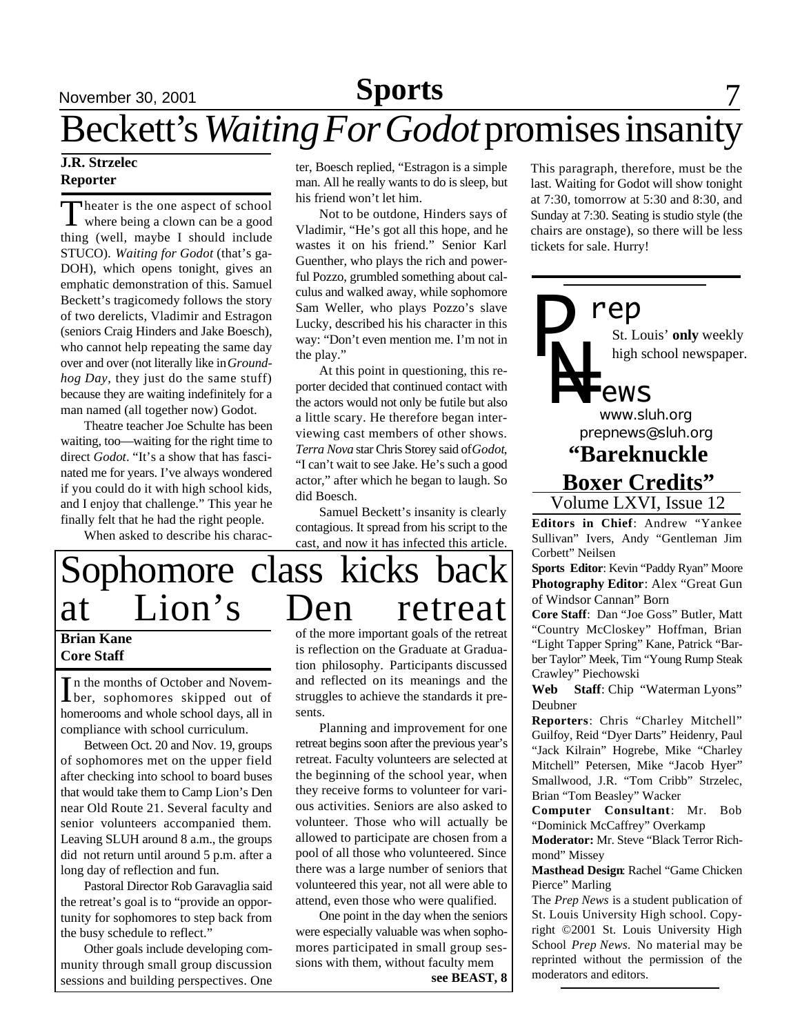# Beckett's *Waiting For Godot* promises insanity

**J.R. Strzelec**
**Reporter**

Theater is the one aspect of school where being a clown can be a good thing (well, maybe I should include STUCO). *Waiting for Godot* (that's ga-DOH), which opens tonight, gives an emphatic demonstration of this. Samuel Beckett's tragicomedy follows the story of two derelicts, Vladimir and Estragon (seniors Craig Hinders and Jake Boesch), who cannot help repeating the same day over and over (not literally like in *Groundhog Day*, they just do the same stuff) because they are waiting indefinitely for a man named (all together now) Godot.

Theatre teacher Joe Schulte has been waiting, too—waiting for the right time to direct *Godot*. "It's a show that has fascinated me for years. I've always wondered if you could do it with high school kids, and I enjoy that challenge." This year he finally felt that he had the right people.

When asked to describe his character, Boesch replied, "Estragon is a simple man. All he really wants to do is sleep, but his friend won't let him.

Not to be outdone, Hinders says of Vladimir, "He's got all this hope, and he wastes it on his friend." Senior Karl Guenther, who plays the rich and powerful Pozzo, grumbled something about calculus and walked away, while sophomore Sam Weller, who plays Pozzo's slave Lucky, described his his character in this way: "Don't even mention me. I'm not in the play."

At this point in questioning, this reporter decided that continued contact with the actors would not only be futile but also a little scary. He therefore began interviewing cast members of other shows. *Terra Nova* star Chris Storey said of *Godot*, "I can't wait to see Jake. He's such a good actor," after which he began to laugh. So did Boesch.

Samuel Beckett's insanity is clearly contagious. It spread from his script to the cast, and now it has infected this article. This paragraph, therefore, must be the last. Waiting for Godot will show tonight at 7:30, tomorrow at 5:30 and 8:30, and Sunday at 7:30. Seating is studio style (the chairs are onstage), so there will be less tickets for sale. Hurry!

# Sophomore class kicks back at Lion's Den retreat

**Brian Kane**
**Core Staff**

In the months of October and November, sophomores skipped out of homerooms and whole school days, all in compliance with school curriculum.

Between Oct. 20 and Nov. 19, groups of sophomores met on the upper field after checking into school to board buses that would take them to Camp Lion's Den near Old Route 21. Several faculty and senior volunteers accompanied them. Leaving SLUH around 8 a.m., the groups did not return until around 5 p.m. after a long day of reflection and fun.

Pastoral Director Rob Garavaglia said the retreat's goal is to "provide an opportunity for sophomores to step back from the busy schedule to reflect."

Other goals include developing community through small group discussion sessions and building perspectives. One of the more important goals of the retreat is reflection on the Graduate at Graduation philosophy. Participants discussed and reflected on its meanings and the struggles to achieve the standards it presents.

Planning and improvement for one retreat begins soon after the previous year's retreat. Faculty volunteers are selected at the beginning of the school year, when they receive forms to volunteer for various activities. Seniors are also asked to volunteer. Those who will actually be allowed to participate are chosen from a pool of all those who volunteered. Since there was a large number of seniors that volunteered this year, not all were able to attend, even those who were qualified.

One point in the day when the seniors were especially valuable was when sophomores participated in small group sessions with them, without faculty mem

**see BEAST, 8**

---

**Prep News**
St. Louis' **only** weekly high school newspaper.
www.sluh.org
prepnews@sluh.org

## "Bareknuckle Boxer Credits"

Volume LXVI, Issue 12

**Editors in Chief**: Andrew "Yankee Sullivan" Ivers, Andy "Gentleman Jim Corbett" Neilsen

**Sports Editor**: Kevin "Paddy Ryan" Moore

**Photography Editor**: Alex "Great Gun of Windsor Cannan" Born

**Core Staff**: Dan "Joe Goss" Butler, Matt "Country McCloskey" Hoffman, Brian "Light Tapper Spring" Kane, Patrick "Barber Taylor" Meek, Tim "Young Rump Steak Crawley" Piechowski

**Web Staff**: Chip "Waterman Lyons" Deubner

**Reporters**: Chris "Charley Mitchell" Guilfoy, Reid "Dyer Darts" Heidenry, Paul "Jack Kilrain" Hogrebe, Mike "Charley Mitchell" Petersen, Mike "Jacob Hyer" Smallwood, J.R. "Tom Cribb" Strzelec, Brian "Tom Beasley" Wacker

**Computer Consultant**: Mr. Bob "Dominick McCaffrey" Overkamp

**Moderator:** Mr. Steve "Black Terror Richmond" Missey

**Masthead Design**: Rachel "Game Chicken Pierce" Marling

The *Prep News* is a student publication of St. Louis University High school. Copyright ©2001 St. Louis University High School *Prep News*. No material may be reprinted without the permission of the moderators and editors.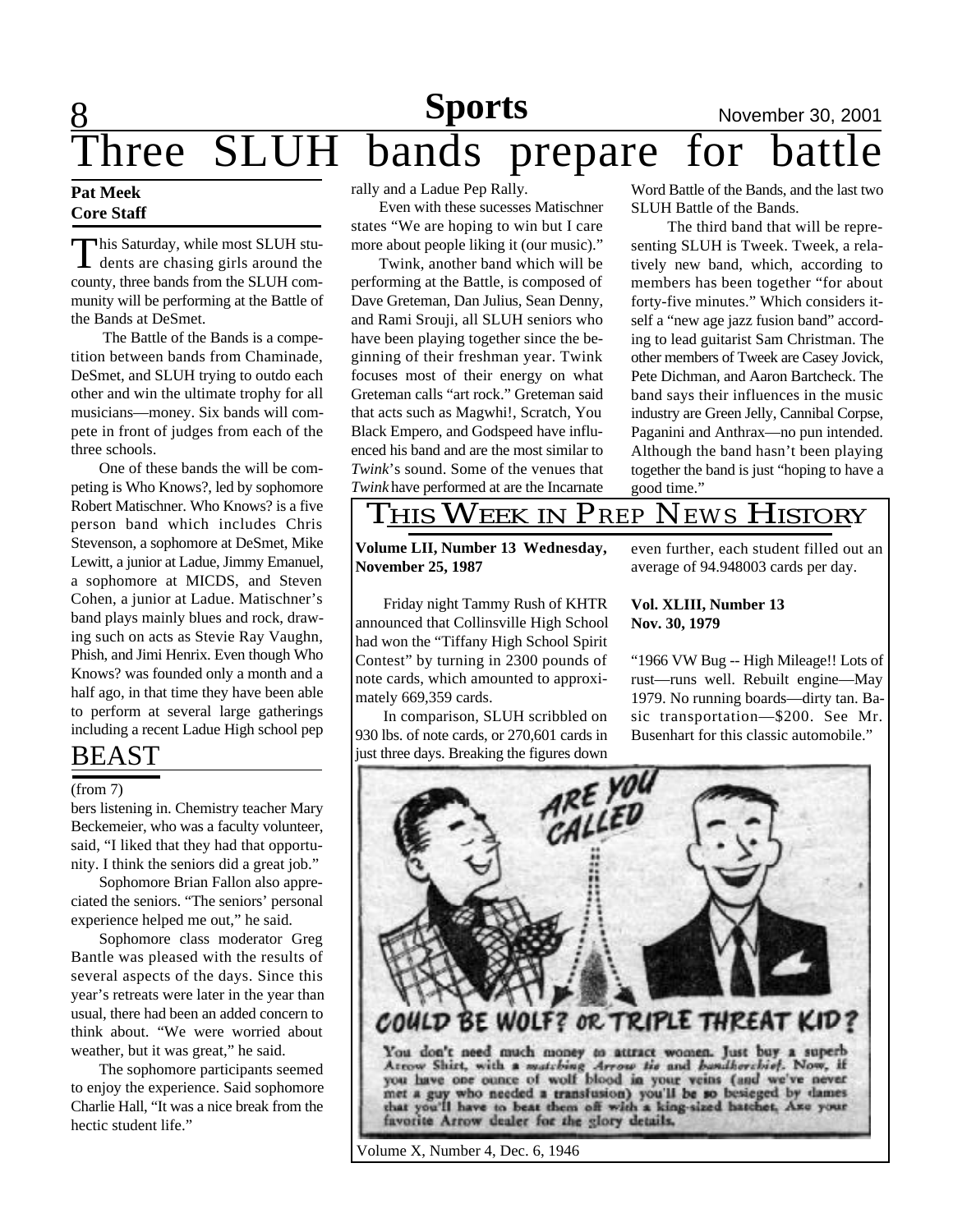# Three SLUH bands prepare for battle

**Pat Meek**
**Core Staff**

This Saturday, while most SLUH students are chasing girls around the county, three bands from the SLUH community will be performing at the Battle of the Bands at DeSmet.

The Battle of the Bands is a competition between bands from Chaminade, DeSmet, and SLUH trying to outdo each other and win the ultimate trophy for all musicians—money. Six bands will compete in front of judges from each of the three schools.

One of these bands the will be competing is Who Knows?, led by sophomore Robert Matischner. Who Knows? is a five person band which includes Chris Stevenson, a sophomore at DeSmet, Mike Lewitt, a junior at Ladue, Jimmy Emanuel, a sophomore at MICDS, and Steven Cohen, a junior at Ladue. Matischner's band plays mainly blues and rock, drawing such on acts as Stevie Ray Vaughn, Phish, and Jimi Henrix. Even though Who Knows? was founded only a month and a half ago, in that time they have been able to perform at several large gatherings including a recent Ladue High school pep rally and a Ladue Pep Rally.

Even with these sucesses Matischner states "We are hoping to win but I care more about people liking it (our music)."

Twink, another band which will be performing at the Battle, is composed of Dave Greteman, Dan Julius, Sean Denny, and Rami Srouji, all SLUH seniors who have been playing together since the beginning of their freshman year. Twink focuses most of their energy on what Greteman calls "art rock." Greteman said that acts such as Magwhi!, Scratch, You Black Empero, and Godspeed have influenced his band and are the most similar to *Twink*'s sound. Some of the venues that *Twink* have performed at are the Incarnate Word Battle of the Bands, and the last two SLUH Battle of the Bands.

The third band that will be representing SLUH is Tweek. Tweek, a relatively new band, which, according to members has been together "for about forty-five minutes." Which considers itself a "new age jazz fusion band" according to lead guitarist Sam Christman. The other members of Tweek are Casey Jovick, Pete Dichman, and Aaron Bartcheck. The band says their influences in the music industry are Green Jelly, Cannibal Corpse, Paganini and Anthrax—no pun intended. Although the band hasn't been playing together the band is just "hoping to have a good time."

## BEAST

(from 7)

bers listening in. Chemistry teacher Mary Beckemeier, who was a faculty volunteer, said, "I liked that they had that opportunity. I think the seniors did a great job."

Sophomore Brian Fallon also appreciated the seniors. "The seniors' personal experience helped me out," he said.

Sophomore class moderator Greg Bantle was pleased with the results of several aspects of the days. Since this year's retreats were later in the year than usual, there had been an added concern to think about. "We were worried about weather, but it was great," he said.

The sophomore participants seemed to enjoy the experience. Said sophomore Charlie Hall, "It was a nice break from the hectic student life."

## This Week in Prep News History

**Volume LII, Number 13 Wednesday, November 25, 1987**

Friday night Tammy Rush of KHTR announced that Collinsville High School had won the "Tiffany High School Spirit Contest" by turning in 2300 pounds of note cards, which amounted to approximately 669,359 cards.

In comparison, SLUH scribbled on 930 lbs. of note cards, or 270,601 cards in just three days. Breaking the figures down even further, each student filled out an average of 94.948003 cards per day.

**Vol. XLIII, Number 13**
**Nov. 30, 1979**

"1966 VW Bug -- High Mileage!! Lots of rust—runs well. Rebuilt engine—May 1979. No running boards—dirty tan. Basic transportation—$200. See Mr. Busenhart for this classic automobile."

ARE YOU CALLED

COULD BE WOLF? OR TRIPLE THREAT KID?

You don't need much money to attract women. Just buy a superb Arrow Shirt, with a *matching Arrow tie* and *handkerchief*. Now, if you have one ounce of wolf blood in your veins (and we've never met a guy who needed a transfusion) you'll be so besieged by dames that you'll have to beat them off with a king-sized hatchet. Axe your favorite Arrow dealer for the glory details.

Volume X, Number 4, Dec. 6, 1946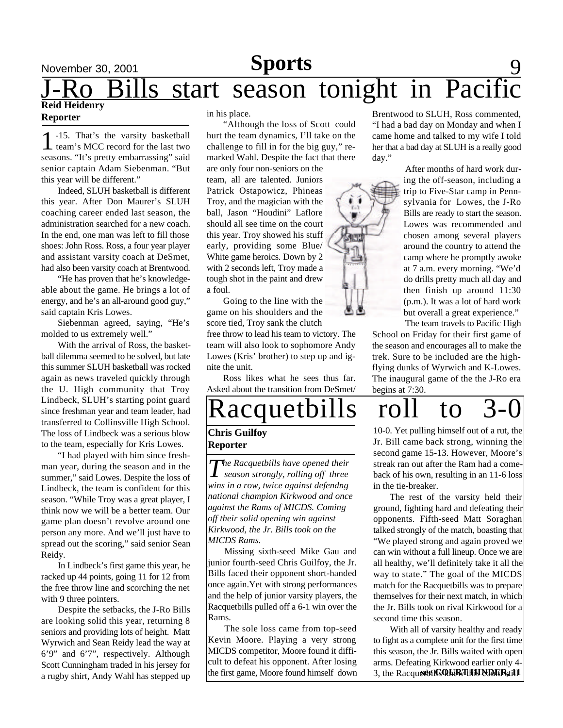# J-Ro Bills start season tonight in Pacific

**Reid Heidenry**
**Reporter**

1-15. That's the varsity basketball team's MCC record for the last two seasons. "It's pretty embarrassing" said senior captain Adam Siebenman. "But this year will be different."

Indeed, SLUH basketball is different this year. After Don Maurer's SLUH coaching career ended last season, the administration searched for a new coach. In the end, one man was left to fill those shoes: John Ross. Ross, a four year player and assistant varsity coach at DeSmet, had also been varsity coach at Brentwood.

"He has proven that he's knowledgeable about the game. He brings a lot of energy, and he's an all-around good guy," said captain Kris Lowes.

Siebenman agreed, saying, "He's molded to us extremely well."

With the arrival of Ross, the basketball dilemma seemed to be solved, but late this summer SLUH basketball was rocked again as news traveled quickly through the U. High community that Troy Lindbeck, SLUH's starting point guard since freshman year and team leader, had transferred to Collinsville High School. The loss of Lindbeck was a serious blow to the team, especially for Kris Lowes.

"I had played with him since freshman year, during the season and in the summer," said Lowes. Despite the loss of Lindbeck, the team is confident for this season. "While Troy was a great player, I think now we will be a better team. Our game plan doesn't revolve around one person any more. And we'll just have to spread out the scoring," said senior Sean Reidy.

In Lindbeck's first game this year, he racked up 44 points, going 11 for 12 from the free throw line and scorching the net with 9 three pointers.

Despite the setbacks, the J-Ro Bills are looking solid this year, returning 8 seniors and providing lots of height. Matt Wyrwich and Sean Reidy lead the way at 6'9" and 6'7", respectively. Although Scott Cunningham traded in his jersey for a rugby shirt, Andy Wahl has stepped up in his place.

"Although the loss of Scott could hurt the team dynamics, I'll take on the challenge to fill in for the big guy," remarked Wahl. Despite the fact that there are only four non-seniors on the team, all are talented. Juniors Patrick Ostapowicz, Phineas Troy, and the magician with the ball, Jason "Houdini" Laflore should all see time on the court this year. Troy showed his stuff early, providing some Blue/White game heroics. Down by 2 with 2 seconds left, Troy made a tough shot in the paint and drew a foul.

Going to the line with the game on his shoulders and the score tied, Troy sank the clutch free throw to lead his team to victory. The team will also look to sophomore Andy Lowes (Kris' brother) to step up and ignite the unit.

Ross likes what he sees thus far. Asked about the transition from DeSmet/Brentwood to SLUH, Ross commented, "I had a bad day on Monday and when I came home and talked to my wife I told her that a bad day at SLUH is a really good day."

After months of hard work during the off-season, including a trip to Five-Star camp in Pennsylvania for Lowes, the J-Ro Bills are ready to start the season. Lowes was recommended and chosen among several players around the country to attend the camp where he promptly awoke at 7 a.m. every morning. "We'd do drills pretty much all day and then finish up around 11:30 (p.m.). It was a lot of hard work but overall a great experience."

The team travels to Pacific High School on Friday for their first game of the season and encourages all to make the trek. Sure to be included are the high-flying dunks of Wyrwich and K-Lowes. The inaugural game of the the J-Ro era begins at 7:30.

# Racquetbills roll to 3-0

**Chris Guilfoy**
**Reporter**

*The Racquetbills have opened their season strongly, rolling off three wins in a row, twice against defendng national champion Kirkwood and once against the Rams of MICDS. Coming off their solid opening win against Kirkwood, the Jr. Bills took on the MICDS Rams.*

Missing sixth-seed Mike Gau and junior fourth-seed Chris Guilfoy, the Jr. Bills faced their opponent short-handed once again.Yet with strong performances and the help of junior varsity players, the Racquetbills pulled off a 6-1 win over the Rams.

The sole loss came from top-seed Kevin Moore. Playing a very strong MICDS competitor, Moore found it difficult to defeat his opponent. After losing the first game, Moore found himself down 10-0. Yet pulling himself out of a rut, the Jr. Bill came back strong, winning the second game 15-13. However, Moore's streak ran out after the Ram had a comeback of his own, resulting in an 11-6 loss in the tie-breaker.

The rest of the varsity held their ground, fighting hard and defeating their opponents. Fifth-seed Matt Soraghan talked strongly of the match, boasting that "We played strong and again proved we can win without a full lineup. Once we are all healthy, we'll definitely take it all the way to state." The goal of the MICDS match for the Racquetbills was to prepare themselves for their next match, in which the Jr. Bills took on rival Kirkwood for a second time this season.

With all of varsity healthy and ready to fight as a complete unit for the first time this season, the Jr. Bills waited with open arms. Defeating Kirkwood earlier only 4-3, the Racquetbills knew that could still

**see COURT THUNDER, 11**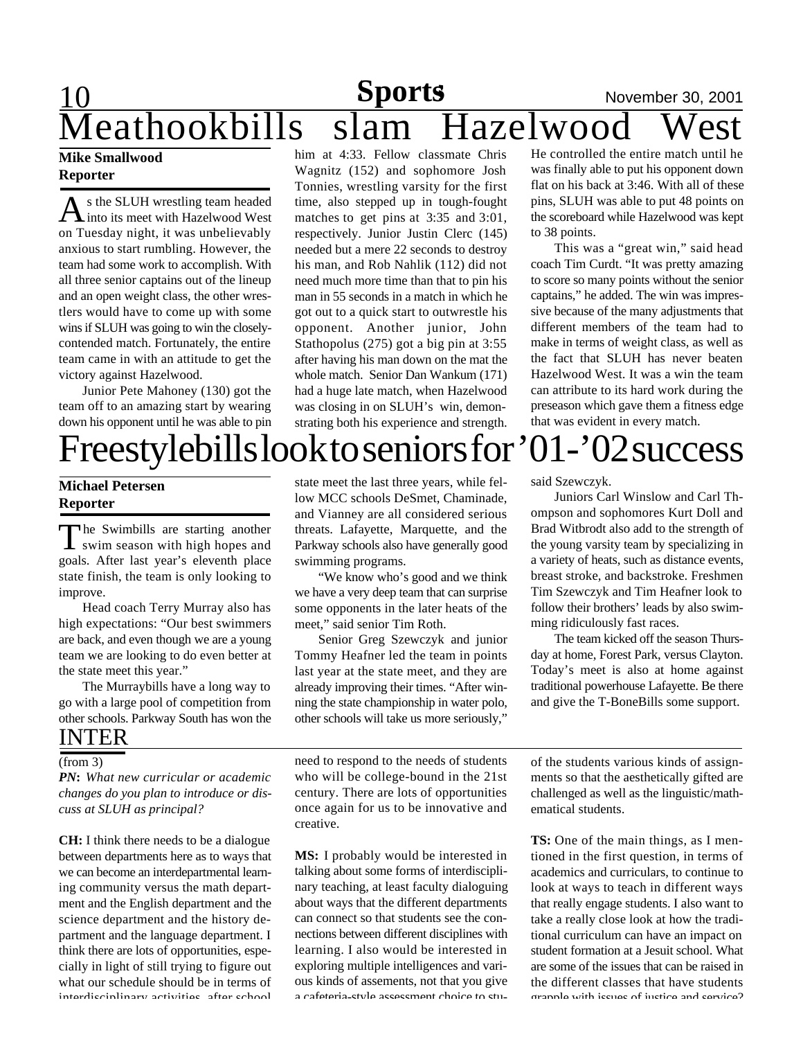# Meathookbills slam Hazelwood West

**Mike Smallwood**
**Reporter**

As the SLUH wrestling team headed into its meet with Hazelwood West on Tuesday night, it was unbelievably anxious to start rumbling. However, the team had some work to accomplish. With all three senior captains out of the lineup and an open weight class, the other wrestlers would have to come up with some wins if SLUH was going to win the closely-contended match. Fortunately, the entire team came in with an attitude to get the victory against Hazelwood.

Junior Pete Mahoney (130) got the team off to an amazing start by wearing down his opponent until he was able to pin him at 4:33. Fellow classmate Chris Wagnitz (152) and sophomore Josh Tonnies, wrestling varsity for the first time, also stepped up in tough-fought matches to get pins at 3:35 and 3:01, respectively. Junior Justin Clerc (145) needed but a mere 22 seconds to destroy his man, and Rob Nahlik (112) did not need much more time than that to pin his man in 55 seconds in a match in which he got out to a quick start to outwrestle his opponent. Another junior, John Stathopolus (275) got a big pin at 3:55 after having his man down on the mat the whole match. Senior Dan Wankum (171) had a huge late match, when Hazelwood was closing in on SLUH's win, demonstrating both his experience and strength. He controlled the entire match until he was finally able to put his opponent down flat on his back at 3:46. With all of these pins, SLUH was able to put 48 points on the scoreboard while Hazelwood was kept to 38 points.

This was a "great win," said head coach Tim Curdt. "It was pretty amazing to score so many points without the senior captains," he added. The win was impressive because of the many adjustments that different members of the team had to make in terms of weight class, as well as the fact that SLUH has never beaten Hazelwood West. It was a win the team can attribute to its hard work during the preseason which gave them a fitness edge that was evident in every match.

# Freestylebills look to seniors for '01-'02 success

**Michael Petersen**
**Reporter**

The Swimbills are starting another swim season with high hopes and goals. After last year's eleventh place state finish, the team is only looking to improve.

Head coach Terry Murray also has high expectations: "Our best swimmers are back, and even though we are a young team we are looking to do even better at the state meet this year."

The Murraybills have a long way to go with a large pool of competition from other schools. Parkway South has won the state meet the last three years, while fellow MCC schools DeSmet, Chaminade, and Vianney are all considered serious threats. Lafayette, Marquette, and the Parkway schools also have generally good swimming programs.

"We know who's good and we think we have a very deep team that can surprise some opponents in the later heats of the meet," said senior Tim Roth.

Senior Greg Szewczyk and junior Tommy Heafner led the team in points last year at the state meet, and they are already improving their times. "After winning the state championship in water polo, other schools will take us more seriously," said Szewczyk.

Juniors Carl Winslow and Carl Thompson and sophomores Kurt Doll and Brad Witbrodt also add to the strength of the young varsity team by specializing in a variety of heats, such as distance events, breast stroke, and backstroke. Freshmen Tim Szewczyk and Tim Heafner look to follow their brothers' leads by also swimming ridiculously fast races.

The team kicked off the season Thursday at home, Forest Park, versus Clayton. Today's meet is also at home against traditional powerhouse Lafayette. Be there and give the T-BoneBills some support.

## INTER

(from 3)

***PN*: *What new curricular or academic changes do you plan to introduce or discuss at SLUH as principal?***

**CH:** I think there needs to be a dialogue between departments here as to ways that we can become an interdepartmental learning community versus the math department and the English department and the science department and the history department and the language department. I think there are lots of opportunities, especially in light of still trying to figure out what our schedule should be in terms of interdisciplinary activities, after school need to respond to the needs of students who will be college-bound in the 21st century. There are lots of opportunities once again for us to be innovative and creative.

**MS:** I probably would be interested in talking about some forms of interdisciplinary teaching, at least faculty dialoguing about ways that the different departments can connect so that students see the connections between different disciplines with learning. I also would be interested in exploring multiple intelligences and various kinds of assements, not that you give a cafeteria-style assessment choice to students of the students various kinds of assignments so that the aesthetically gifted are challenged as well as the linguistic/mathematical students.

**TS:** One of the main things, as I mentioned in the first question, in terms of academics and curriculars, to continue to look at ways to teach in different ways that really engage students. I also want to take a really close look at how the traditional curriculum can have an impact on student formation at a Jesuit school. What are some of the issues that can be raised in the different classes that have students grapple with issues of justice and service?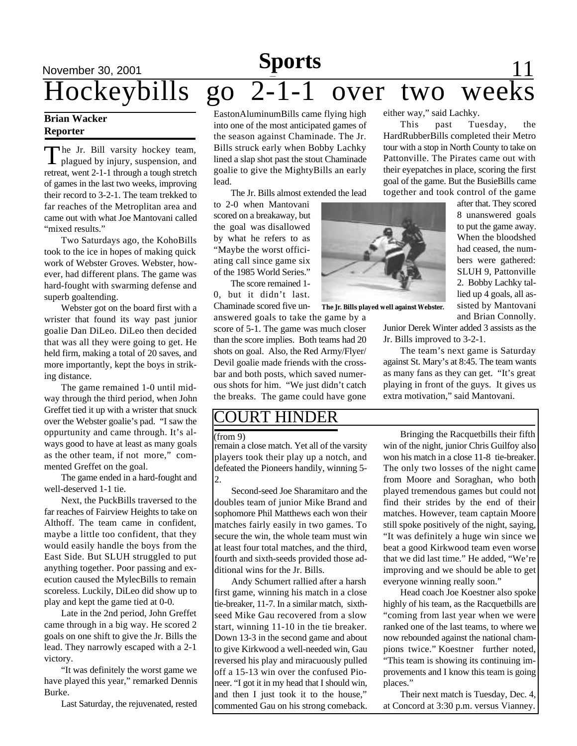# Hockeybills go 2-1-1 over two weeks

**Brian Wacker**
**Reporter**

The Jr. Bill varsity hockey team, plagued by injury, suspension, and retreat, went 2-1-1 through a tough stretch of games in the last two weeks, improving their record to 3-2-1. The team trekked to far reaches of the Metroplitan area and came out with what Joe Mantovani called "mixed results."

Two Saturdays ago, the KohoBills took to the ice in hopes of making quick work of Webster Groves. Webster, however, had different plans. The game was hard-fought with swarming defense and superb goaltending.

Webster got on the board first with a wrister that found its way past junior goalie Dan DiLeo. DiLeo then decided that was all they were going to get. He held firm, making a total of 20 saves, and more importantly, kept the boys in striking distance.

The game remained 1-0 until midway through the third period, when John Greffet tied it up with a wrister that snuck over the Webster goalie's pad. "I saw the oppurtunity and came through. It's always good to have at least as many goals as the other team, if not more," commented Greffet on the goal.

The game ended in a hard-fought and well-deserved 1-1 tie.

Next, the PuckBills traversed to the far reaches of Fairview Heights to take on Althoff. The team came in confident, maybe a little too confident, that they would easily handle the boys from the East Side. But SLUH struggled to put anything together. Poor passing and execution caused the MylecBills to remain scoreless. Luckily, DiLeo did show up to play and kept the game tied at 0-0.

Late in the 2nd period, John Greffet came through in a big way. He scored 2 goals on one shift to give the Jr. Bills the lead. They narrowly escaped with a 2-1 victory.

"It was definitely the worst game we have played this year," remarked Dennis Burke.

Last Saturday, the rejuvenated, rested EastonAluminumBills came flying high into one of the most anticipated games of the season against Chaminade. The Jr. Bills struck early when Bobby Lachky lined a slap shot past the stout Chaminade goalie to give the MightyBills an early lead.

The Jr. Bills almost extended the lead to 2-0 when Mantovani scored on a breakaway, but the goal was disallowed by what he refers to as "Maybe the worst officiating call since game six of the 1985 World Series."

The score remained 1-0, but it didn't last. Chaminade scored five unanswered goals to take the game by a score of 5-1. The game was much closer than the score implies. Both teams had 20 shots on goal. Also, the Red Army/Flyer/Devil goalie made friends with the crossbar and both posts, which saved numerous shots for him. "We just didn't catch the breaks. The game could have gone either way," said Lachky.

The Jr. Bills played well against Webster.

This past Tuesday, the HardRubberBills completed their Metro tour with a stop in North County to take on Pattonville. The Pirates came out with their eyepatches in place, scoring the first goal of the game. But the BusieBills came together and took control of the game after that. They scored 8 unanswered goals to put the game away. When the bloodshed had ceased, the numbers were gathered: SLUH 9, Pattonville 2. Bobby Lachky tallied up 4 goals, all assisted by Mantovani and Brian Connolly. Junior Derek Winter added 3 assists as the Jr. Bills improved to 3-2-1.

The team's next game is Saturday against St. Mary's at 8:45. The team wants as many fans as they can get. "It's great playing in front of the guys. It gives us extra motivation," said Mantovani.

## COURT HINDER

(from 9)

remain a close match. Yet all of the varsity players took their play up a notch, and defeated the Pioneers handily, winning 5-2.

Second-seed Joe Sharamitaro and the doubles team of junior Mike Brand and sophomore Phil Matthews each won their matches fairly easily in two games. To secure the win, the whole team must win at least four total matches, and the third, fourth and sixth-seeds provided those additional wins for the Jr. Bills.

Andy Schumert rallied after a harsh first game, winning his match in a close tie-breaker, 11-7. In a similar match, sixth-seed Mike Gau recovered from a slow start, winning 11-10 in the tie breaker. Down 13-3 in the second game and about to give Kirkwood a well-needed win, Gau reversed his play and miracuously pulled off a 15-13 win over the confused Pioneer. "I got it in my head that I should win, and then I just took it to the house," commented Gau on his strong comeback.

Bringing the Racquetbills their fifth win of the night, junior Chris Guilfoy also won his match in a close 11-8 tie-breaker. The only two losses of the night came from Moore and Soraghan, who both played tremendous games but could not find their strides by the end of their matches. However, team captain Moore still spoke positively of the night, saying, "It was definitely a huge win since we beat a good Kirkwood team even worse that we did last time." He added, "We're improving and we should be able to get everyone winning really soon."

Head coach Joe Koestner also spoke highly of his team, as the Racquetbills are "coming from last year when we were ranked one of the last teams, to where we now rebounded against the national champions twice." Koestner further noted, "This team is showing its continuing improvements and I know this team is going places."

Their next match is Tuesday, Dec. 4, at Concord at 3:30 p.m. versus Vianney.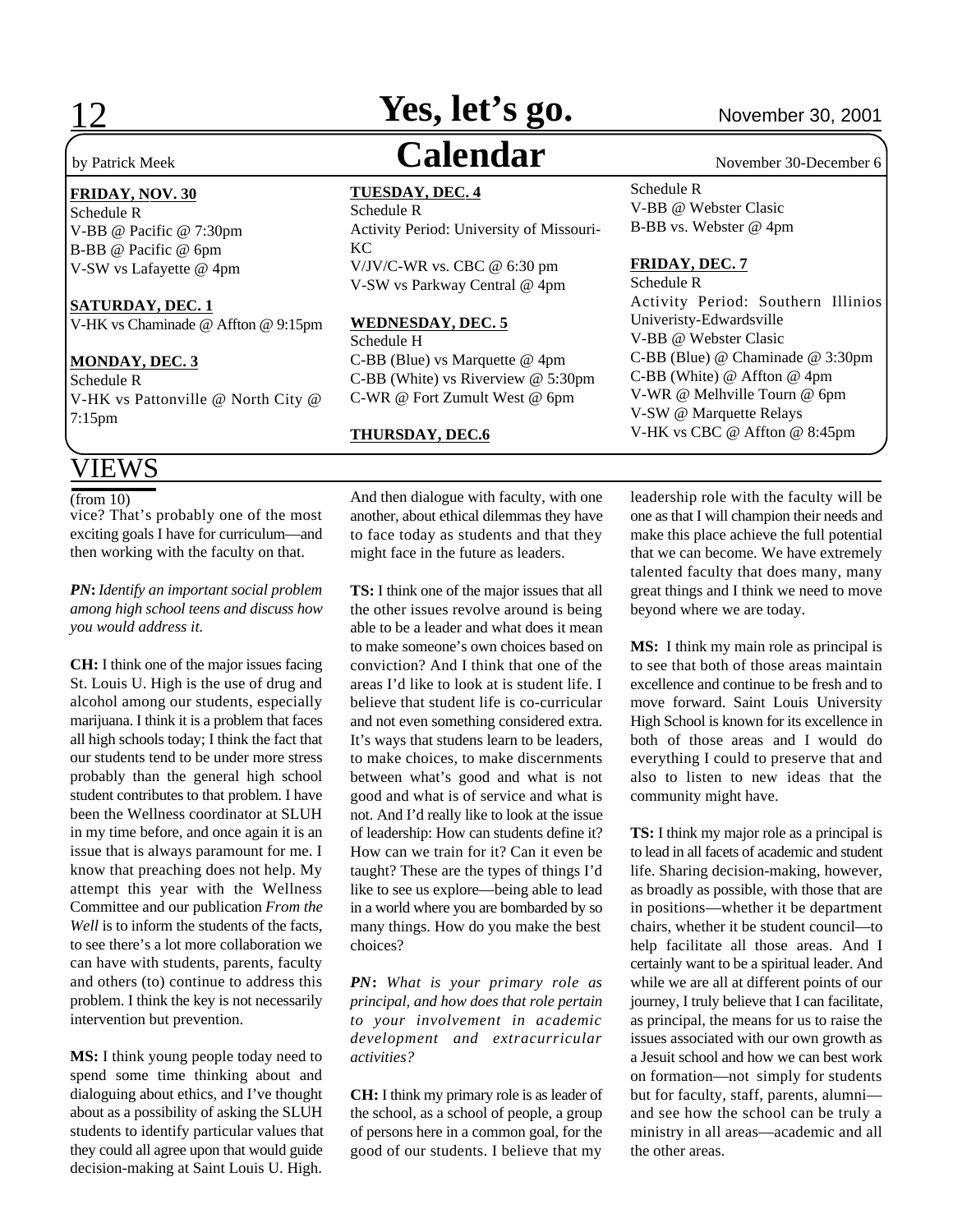# Yes, let's go.

## Calendar

by Patrick Meek

November 30-December 6

**FRIDAY, NOV. 30**
Schedule R
V-BB @ Pacific @ 7:30pm
B-BB @ Pacific @ 6pm
V-SW vs Lafayette @ 4pm

**SATURDAY, DEC. 1**
V-HK vs Chaminade @ Affton @ 9:15pm

**MONDAY, DEC. 3**
Schedule R
V-HK vs Pattonville @ North City @ 7:15pm

**TUESDAY, DEC. 4**
Schedule R
Activity Period: University of Missouri-KC
V/JV/C-WR vs. CBC @ 6:30 pm
V-SW vs Parkway Central @ 4pm

**WEDNESDAY, DEC. 5**
Schedule H
C-BB (Blue) vs Marquette @ 4pm
C-BB (White) vs Riverview @ 5:30pm
C-WR @ Fort Zumult West @ 6pm

**THURSDAY, DEC.6**
Schedule R
V-BB @ Webster Clasic
B-BB vs. Webster @ 4pm

**FRIDAY, DEC. 7**
Schedule R
Activity Period: Southern Illinios Univeristy-Edwardsville
V-BB @ Webster Clasic
C-BB (Blue) @ Chaminade @ 3:30pm
C-BB (White) @ Affton @ 4pm
V-WR @ Melhville Tourn @ 6pm
V-SW @ Marquette Relays
V-HK vs CBC @ Affton @ 8:45pm

## VIEWS

(from 10)

vice? That's probably one of the most exciting goals I have for curriculum—and then working with the faculty on that.

***PN*****:** *Identify an important social problem among high school teens and discuss how you would address it.*

**CH:** I think one of the major issues facing St. Louis U. High is the use of drug and alcohol among our students, especially marijuana. I think it is a problem that faces all high schools today; I think the fact that our students tend to be under more stress probably than the general high school student contributes to that problem. I have been the Wellness coordinator at SLUH in my time before, and once again it is an issue that is always paramount for me. I know that preaching does not help. My attempt this year with the Wellness Committee and our publication *From the Well* is to inform the students of the facts, to see there's a lot more collaboration we can have with students, parents, faculty and others (to) continue to address this problem. I think the key is not necessarily intervention but prevention.

**MS:** I think young people today need to spend some time thinking about and dialoguing about ethics, and I've thought about as a possibility of asking the SLUH students to identify particular values that they could all agree upon that would guide decision-making at Saint Louis U. High. And then dialogue with faculty, with one another, about ethical dilemmas they have to face today as students and that they might face in the future as leaders.

**TS:** I think one of the major issues that all the other issues revolve around is being able to be a leader and what does it mean to make someone's own choices based on conviction? And I think that one of the areas I'd like to look at is student life. I believe that student life is co-curricular and not even something considered extra. It's ways that studens learn to be leaders, to make choices, to make discernments between what's good and what is not good and what is of service and what is not. And I'd really like to look at the issue of leadership: How can students define it? How can we train for it? Can it even be taught? These are the types of things I'd like to see us explore—being able to lead in a world where you are bombarded by so many things. How do you make the best choices?

***PN*****:** *What is your primary role as principal, and how does that role pertain to your involvement in academic development and extracurricular activities?*

**CH:** I think my primary role is as leader of the school, as a school of people, a group of persons here in a common goal, for the good of our students. I believe that my leadership role with the faculty will be one as that I will champion their needs and make this place achieve the full potential that we can become. We have extremely talented faculty that does many, many great things and I think we need to move beyond where we are today.

**MS:** I think my main role as principal is to see that both of those areas maintain excellence and continue to be fresh and to move forward. Saint Louis University High School is known for its excellence in both of those areas and I would do everything I could to preserve that and also to listen to new ideas that the community might have.

**TS:** I think my major role as a principal is to lead in all facets of academic and student life. Sharing decision-making, however, as broadly as possible, with those that are in positions—whether it be department chairs, whether it be student council—to help facilitate all those areas. And I certainly want to be a spiritual leader. And while we are all at different points of our journey, I truly believe that I can facilitate, as principal, the means for us to raise the issues associated with our own growth as a Jesuit school and how we can best work on formation—not simply for students but for faculty, staff, parents, alumni—and see how the school can be truly a ministry in all areas—academic and all the other areas.